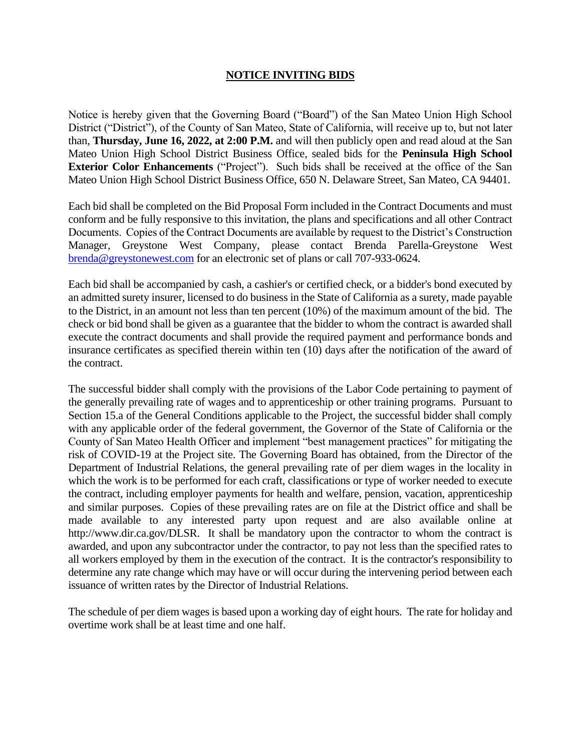# NOTICE INVITING BIDS

Notice is hereby given that the Governing Board ("Board") of the San Mateo Union High School District ("District"), of the County of San Mateo, State of California, will receive up to, but not later than, **Thursday, June 16, 2022, at 2:00 P.M.** and will then publicly open and read aloud at the San Mateo Union High School District Business Office, sealed bids for the **Peninsula High School Exterior Color Enhancements** ("Project"). Such bids shall be received at the office of the San Mateo Union High School District Business Office, 650 N. Delaware Street, San Mateo, CA 94401.

Each bid shall be completed on the Bid Proposal Form included in the Contract Documents and must conform and be fully responsive to this invitation, the plans and specifications and all other Contract Documents. Copies of the Contract Documents are available by request to the District's Construction Manager, Greystone West Company, please contact Brenda Parella-Greystone West [brenda@greystonewest.com](mailto:brenda@greystonewest.com) for an electronic set of plans or call 707-933-0624.

Each bid shall be accompanied by cash, a cashier's or certified check, or a bidder's bond executed by an admitted surety insurer, licensed to do business in the State of California as a surety, made payable to the District, in an amount not less than ten percent (10%) of the maximum amount of the bid. The check or bid bond shall be given as a guarantee that the bidder to whom the contract is awarded shall execute the contract documents and shall provide the required payment and performance bonds and insurance certificates as specified therein within ten (10) days after the notification of the award of the contract.

The successful bidder shall comply with the provisions of the Labor Code pertaining to payment of the generally prevailing rate of wages and to apprenticeship or other training programs. Pursuant to Section 15.a of the General Conditions applicable to the Project, the successful bidder shall comply with any applicable order of the federal government, the Governor of the State of California or the County of San Mateo Health Officer and implement "best management practices" for mitigating the risk of COVID-19 at the Project site. The Governing Board has obtained, from the Director of the Department of Industrial Relations, the general prevailing rate of per diem wages in the locality in which the work is to be performed for each craft, classifications or type of worker needed to execute the contract, including employer payments for health and welfare, pension, vacation, apprenticeship and similar purposes. Copies of these prevailing rates are on file at the District office and shall be made available to any interested party upon request and are also available online at http://www.dir.ca.gov/DLSR. It shall be mandatory upon the contractor to whom the contract is awarded, and upon any subcontractor under the contractor, to pay not less than the specified rates to all workers employed by them in the execution of the contract. It is the contractor's responsibility to determine any rate change which may have or will occur during the intervening period between each issuance of written rates by the Director of Industrial Relations.

The schedule of per diem wages is based upon a working day of eight hours. The rate for holiday and overtime work shall be at least time and one half.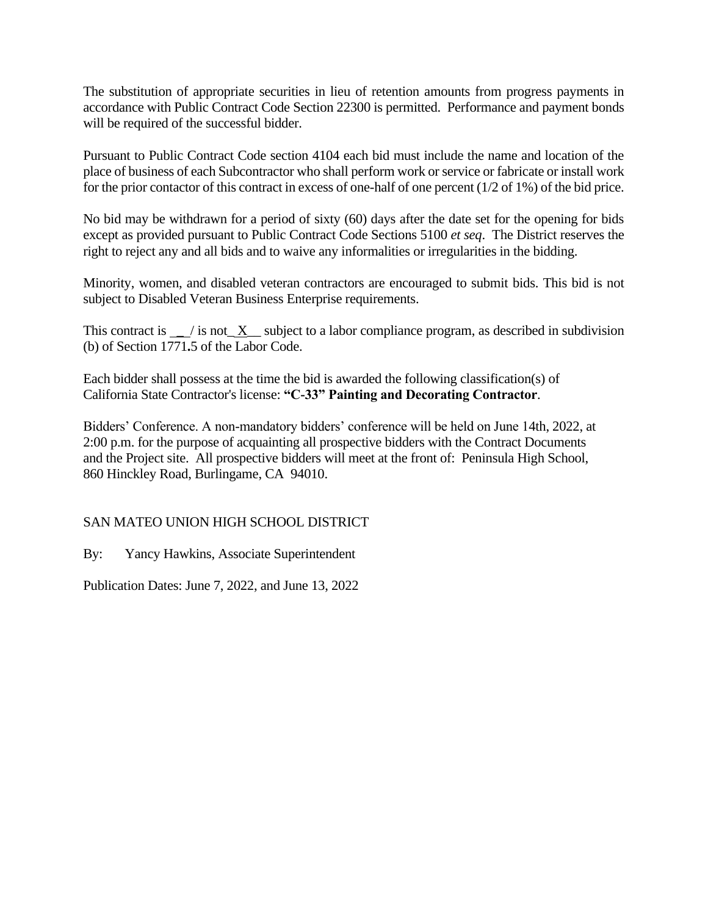The substitution of appropriate securities in lieu of retention amounts from progress payments in accordance with Public Contract Code Section 22300 is permitted. Performance and payment bonds will be required of the successful bidder.

Pursuant to Public Contract Code section 4104 each bid must include the name and location of the place of business of each Subcontractor who shall perform work or service or fabricate or install work for the prior contactor of this contract in excess of one-half of one percent (1/2 of 1%) of the bid price.

No bid may be withdrawn for a period of sixty (60) days after the date set for the opening for bids except as provided pursuant to Public Contract Code Sections 5100 *et seq*. The District reserves the right to reject any and all bids and to waive any informalities or irregularities in the bidding.

Minority, women, and disabled veteran contractors are encouraged to submit bids. This bid is not subject to Disabled Veteran Business Enterprise requirements.

This contract is \_\_\_/ is not\_X\_\_ subject to a labor compliance program, as described in subdivision (b) of Section 1771.5 of the Labor Code.

Each bidder shall possess at the time the bid is awarded the following classification(s) of California State Contractor's license: **"C-33" Painting and Decorating Contractor**.

Bidders' Conference. A non-mandatory bidders' conference will be held on June 14th, 2022, at 2:00 p.m. for the purpose of acquainting all prospective bidders with the Contract Documents and the Project site. All prospective bidders will meet at the front of: Peninsula High School, 860 Hinckley Road, Burlingame, CA 94010.

SAN MATEO UNION HIGH SCHOOL DISTRICT

By: Yancy Hawkins, Associate Superintendent

Publication Dates: June 7, 2022, and June 13, 2022